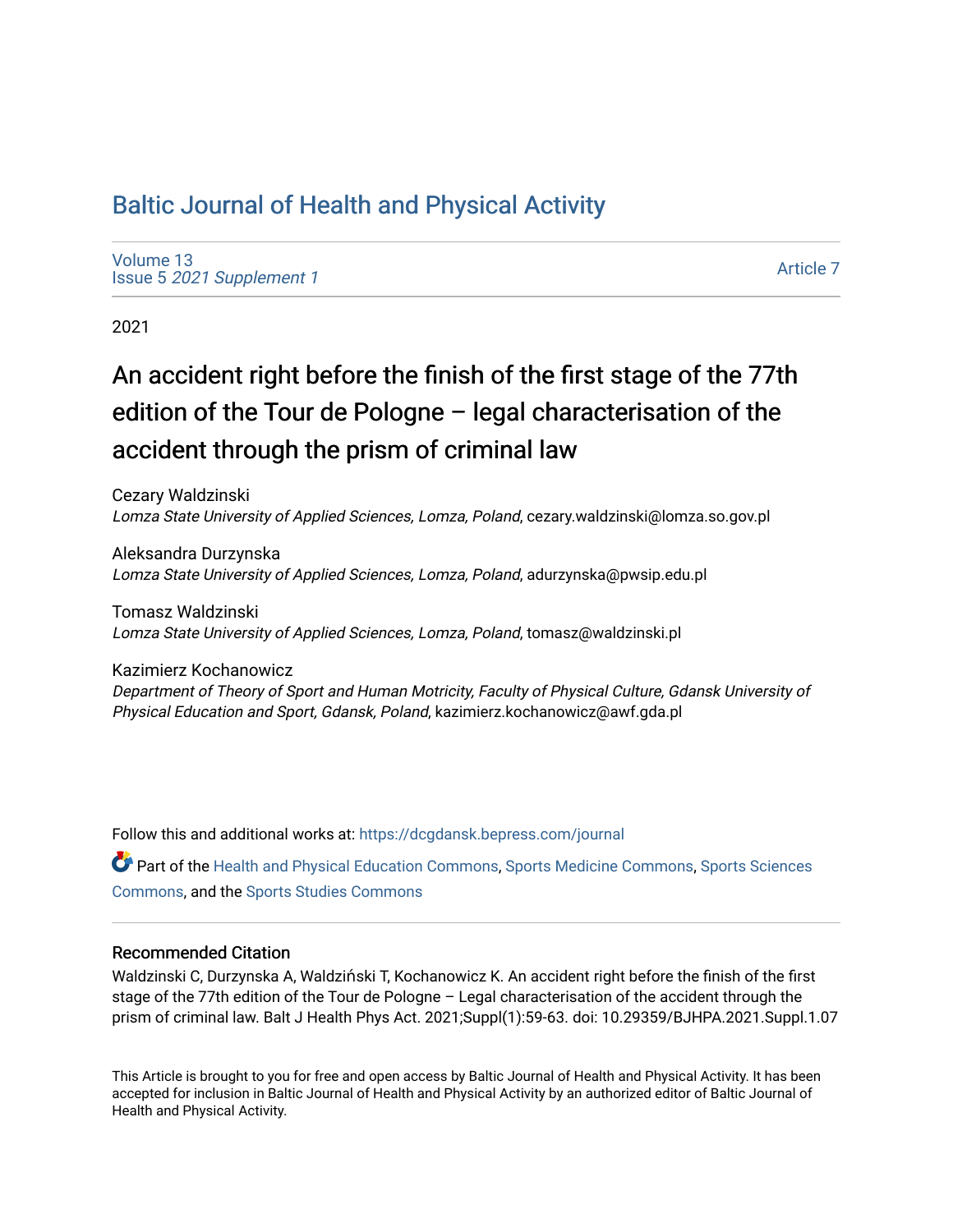# Baltic Journal of Health and Physical Activity

Volume 13
Issue 5 *2021 Supplement 1*

Article 7

2021

## An accident right before the finish of the first stage of the 77th edition of the Tour de Pologne – legal characterisation of the accident through the prism of criminal law

Cezary Waldzinski
*Lomza State University of Applied Sciences, Lomza, Poland*, cezary.waldzinski@lomza.so.gov.pl

Aleksandra Durzynska
*Lomza State University of Applied Sciences, Lomza, Poland*, adurzynska@pwsip.edu.pl

Tomasz Waldzinski
*Lomza State University of Applied Sciences, Lomza, Poland*, tomasz@waldzinski.pl

Kazimierz Kochanowicz
*Department of Theory of Sport and Human Motricity, Faculty of Physical Culture, Gdansk University of Physical Education and Sport, Gdansk, Poland*, kazimierz.kochanowicz@awf.gda.pl

Follow this and additional works at: https://dcgdansk.bepress.com/journal

Part of the Health and Physical Education Commons, Sports Medicine Commons, Sports Sciences Commons, and the Sports Studies Commons

### Recommended Citation

Waldzinski C, Durzynska A, Waldziński T, Kochanowicz K. An accident right before the finish of the first stage of the 77th edition of the Tour de Pologne – Legal characterisation of the accident through the prism of criminal law. Balt J Health Phys Act. 2021;Suppl(1):59-63. doi: 10.29359/BJHPA.2021.Suppl.1.07

This Article is brought to you for free and open access by Baltic Journal of Health and Physical Activity. It has been accepted for inclusion in Baltic Journal of Health and Physical Activity by an authorized editor of Baltic Journal of Health and Physical Activity.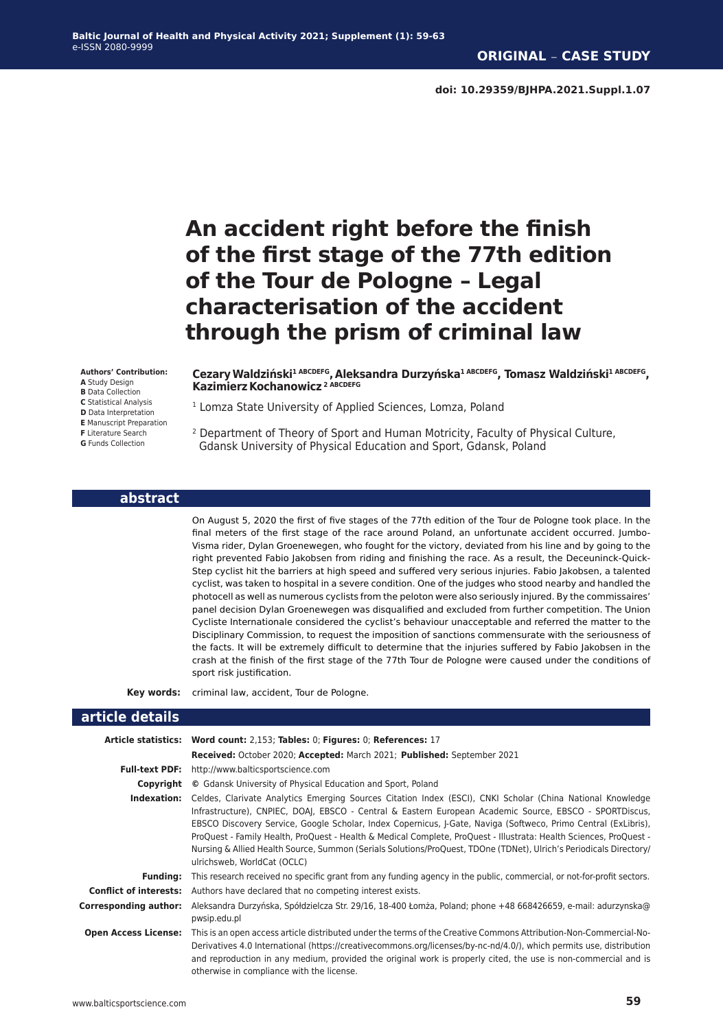**ORIGINAL – CASE STUDY**

doi: 10.29359/BJHPA.2021.Suppl.1.07

# An accident right before the finish of the first stage of the 77th edition of the Tour de Pologne – Legal characterisation of the accident through the prism of criminal law

**Cezary Waldziński[1 ABCDEFG], Aleksandra Durzyńska[1 ABCDEFG], Tomasz Waldziński[1 ABCDEFG], Kazimierz Kochanowicz[2 ABCDEFG]**

[1] Lomza State University of Applied Sciences, Lomza, Poland

[2] Department of Theory of Sport and Human Motricity, Faculty of Physical Culture, Gdansk University of Physical Education and Sport, Gdansk, Poland

**Authors' Contribution:**
**A** Study Design
**B** Data Collection
**C** Statistical Analysis
**D** Data Interpretation
**E** Manuscript Preparation
**F** Literature Search
**G** Funds Collection

## abstract

On August 5, 2020 the first of five stages of the 77th edition of the Tour de Pologne took place. In the final meters of the first stage of the race around Poland, an unfortunate accident occurred. Jumbo-Visma rider, Dylan Groenewegen, who fought for the victory, deviated from his line and by going to the right prevented Fabio Jakobsen from riding and finishing the race. As a result, the Deceuninck-Quick-Step cyclist hit the barriers at high speed and suffered very serious injuries. Fabio Jakobsen, a talented cyclist, was taken to hospital in a severe condition. One of the judges who stood nearby and handled the photocell as well as numerous cyclists from the peloton were also seriously injured. By the commissaires' panel decision Dylan Groenewegen was disqualified and excluded from further competition. The Union Cycliste Internationale considered the cyclist's behaviour unacceptable and referred the matter to the Disciplinary Commission, to request the imposition of sanctions commensurate with the seriousness of the facts. It will be extremely difficult to determine that the injuries suffered by Fabio Jakobsen in the crash at the finish of the first stage of the 77th Tour de Pologne were caused under the conditions of sport risk justification.

**Key words:** criminal law, accident, Tour de Pologne.

## article details

**Article statistics:** **Word count:** 2,153; **Tables:** 0; **Figures:** 0; **References:** 17

**Received:** October 2020; **Accepted:** March 2021; **Published:** September 2021

**Full-text PDF:** http://www.balticsportscience.com

**Copyright** © Gdansk University of Physical Education and Sport, Poland

**Indexation:** Celdes, Clarivate Analytics Emerging Sources Citation Index (ESCI), CNKI Scholar (China National Knowledge Infrastructure), CNPIEC, DOAJ, EBSCO - Central & Eastern European Academic Source, EBSCO - SPORTDiscus, EBSCO Discovery Service, Google Scholar, Index Copernicus, J-Gate, Naviga (Softweco, Primo Central (ExLibris), ProQuest - Family Health, ProQuest - Health & Medical Complete, ProQuest - Illustrata: Health Sciences, ProQuest - Nursing & Allied Health Source, Summon (Serials Solutions/ProQuest, TDOne (TDNet), Ulrich's Periodicals Directory/ulrichsweb, WorldCat (OCLC)

**Funding:** This research received no specific grant from any funding agency in the public, commercial, or not-for-profit sectors.

**Conflict of interests:** Authors have declared that no competing interest exists.

**Corresponding author:** Aleksandra Durzyńska, Spółdzielcza Str. 29/16, 18-400 Łomża, Poland; phone +48 668426659, e-mail: adurzynska@pwsip.edu.pl

**Open Access License:** This is an open access article distributed under the terms of the Creative Commons Attribution-Non-Commercial-No-Derivatives 4.0 International (https://creativecommons.org/licenses/by-nc-nd/4.0/), which permits use, distribution and reproduction in any medium, provided the original work is properly cited, the use is non-commercial and is otherwise in compliance with the license.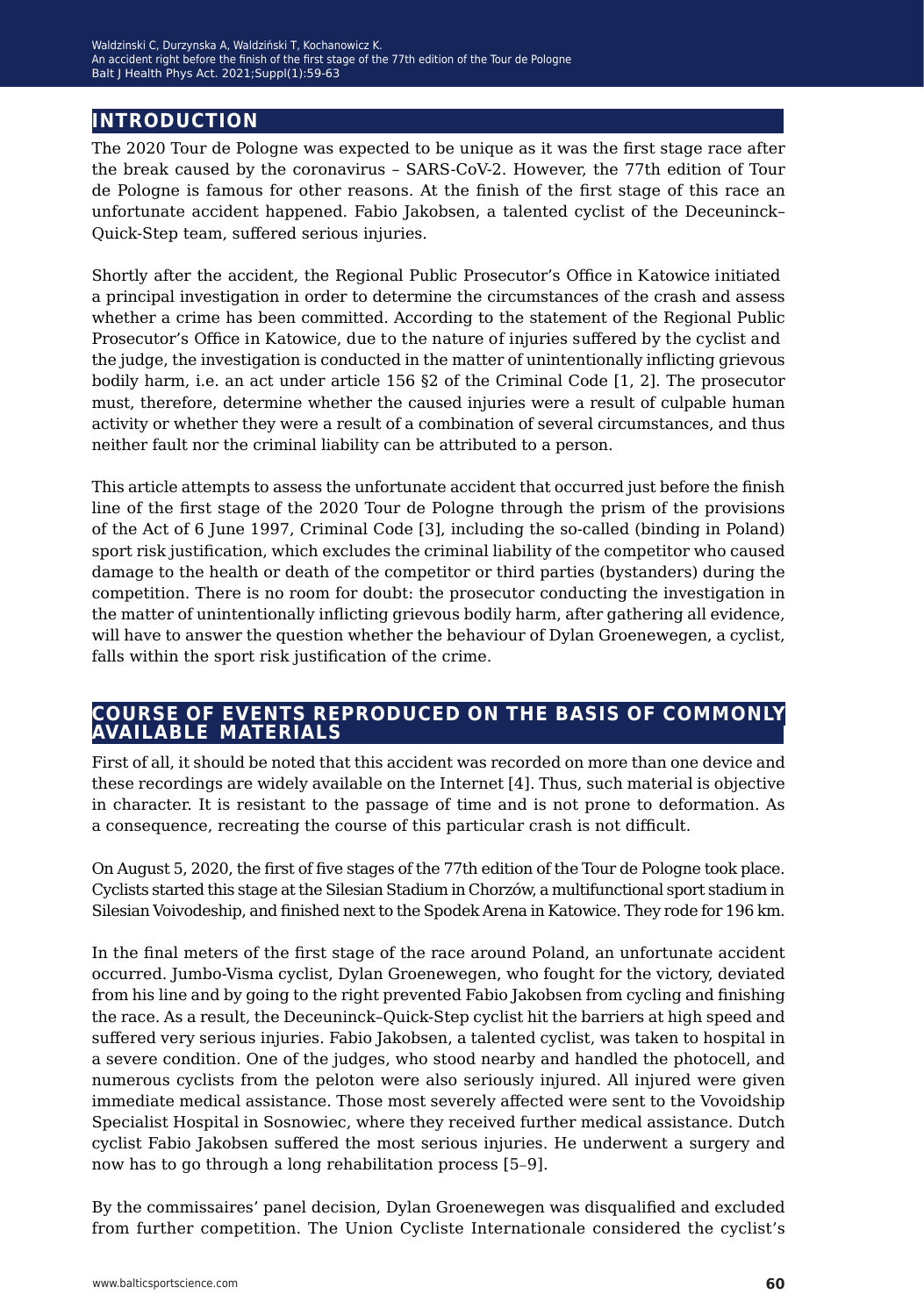## INTRODUCTION

The 2020 Tour de Pologne was expected to be unique as it was the first stage race after the break caused by the coronavirus – SARS-CoV-2. However, the 77th edition of Tour de Pologne is famous for other reasons. At the finish of the first stage of this race an unfortunate accident happened. Fabio Jakobsen, a talented cyclist of the Deceuninck–Quick-Step team, suffered serious injuries.

Shortly after the accident, the Regional Public Prosecutor's Office in Katowice initiated a principal investigation in order to determine the circumstances of the crash and assess whether a crime has been committed. According to the statement of the Regional Public Prosecutor's Office in Katowice, due to the nature of injuries suffered by the cyclist and the judge, the investigation is conducted in the matter of unintentionally inflicting grievous bodily harm, i.e. an act under article 156 §2 of the Criminal Code [1, 2]. The prosecutor must, therefore, determine whether the caused injuries were a result of culpable human activity or whether they were a result of a combination of several circumstances, and thus neither fault nor the criminal liability can be attributed to a person.

This article attempts to assess the unfortunate accident that occurred just before the finish line of the first stage of the 2020 Tour de Pologne through the prism of the provisions of the Act of 6 June 1997, Criminal Code [3], including the so-called (binding in Poland) sport risk justification, which excludes the criminal liability of the competitor who caused damage to the health or death of the competitor or third parties (bystanders) during the competition. There is no room for doubt: the prosecutor conducting the investigation in the matter of unintentionally inflicting grievous bodily harm, after gathering all evidence, will have to answer the question whether the behaviour of Dylan Groenewegen, a cyclist, falls within the sport risk justification of the crime.

## COURSE OF EVENTS REPRODUCED ON THE BASIS OF COMMONLY AVAILABLE MATERIALS

First of all, it should be noted that this accident was recorded on more than one device and these recordings are widely available on the Internet [4]. Thus, such material is objective in character. It is resistant to the passage of time and is not prone to deformation. As a consequence, recreating the course of this particular crash is not difficult.

On August 5, 2020, the first of five stages of the 77th edition of the Tour de Pologne took place. Cyclists started this stage at the Silesian Stadium in Chorzów, a multifunctional sport stadium in Silesian Voivodeship, and finished next to the Spodek Arena in Katowice. They rode for 196 km.

In the final meters of the first stage of the race around Poland, an unfortunate accident occurred. Jumbo-Visma cyclist, Dylan Groenewegen, who fought for the victory, deviated from his line and by going to the right prevented Fabio Jakobsen from cycling and finishing the race. As a result, the Deceuninck–Quick-Step cyclist hit the barriers at high speed and suffered very serious injuries. Fabio Jakobsen, a talented cyclist, was taken to hospital in a severe condition. One of the judges, who stood nearby and handled the photocell, and numerous cyclists from the peloton were also seriously injured. All injured were given immediate medical assistance. Those most severely affected were sent to the Vovoidship Specialist Hospital in Sosnowiec, where they received further medical assistance. Dutch cyclist Fabio Jakobsen suffered the most serious injuries. He underwent a surgery and now has to go through a long rehabilitation process [5–9].

By the commissaires' panel decision, Dylan Groenewegen was disqualified and excluded from further competition. The Union Cycliste Internationale considered the cyclist's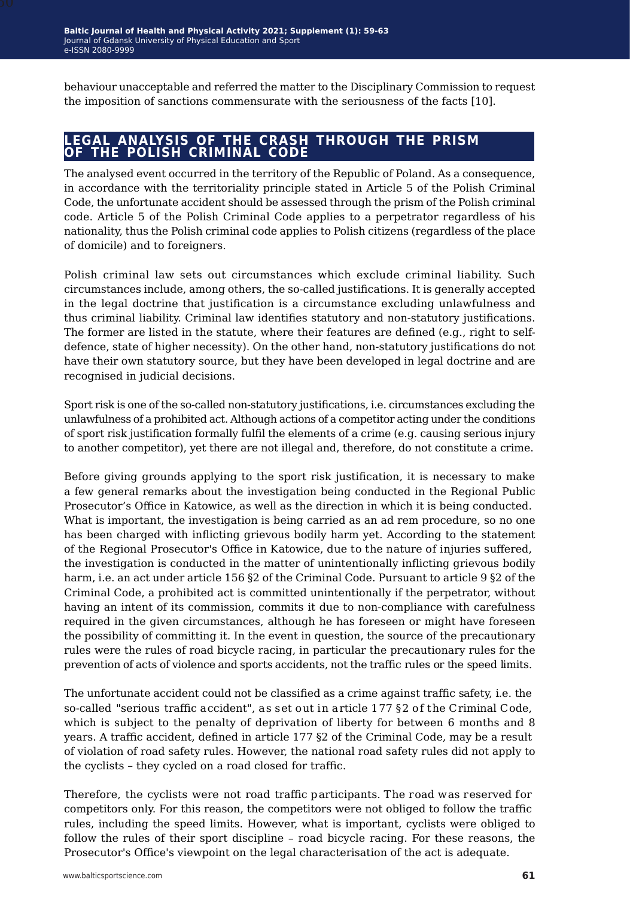behaviour unacceptable and referred the matter to the Disciplinary Commission to request the imposition of sanctions commensurate with the seriousness of the facts [10].

## LEGAL ANALYSIS OF THE CRASH THROUGH THE PRISM OF THE POLISH CRIMINAL CODE

The analysed event occurred in the territory of the Republic of Poland. As a consequence, in accordance with the territoriality principle stated in Article 5 of the Polish Criminal Code, the unfortunate accident should be assessed through the prism of the Polish criminal code. Article 5 of the Polish Criminal Code applies to a perpetrator regardless of his nationality, thus the Polish criminal code applies to Polish citizens (regardless of the place of domicile) and to foreigners.

Polish criminal law sets out circumstances which exclude criminal liability. Such circumstances include, among others, the so-called justifications. It is generally accepted in the legal doctrine that justification is a circumstance excluding unlawfulness and thus criminal liability. Criminal law identifies statutory and non-statutory justifications. The former are listed in the statute, where their features are defined (e.g., right to self-defence, state of higher necessity). On the other hand, non-statutory justifications do not have their own statutory source, but they have been developed in legal doctrine and are recognised in judicial decisions.

Sport risk is one of the so-called non-statutory justifications, i.e. circumstances excluding the unlawfulness of a prohibited act. Although actions of a competitor acting under the conditions of sport risk justification formally fulfil the elements of a crime (e.g. causing serious injury to another competitor), yet there are not illegal and, therefore, do not constitute a crime.

Before giving grounds applying to the sport risk justification, it is necessary to make a few general remarks about the investigation being conducted in the Regional Public Prosecutor's Office in Katowice, as well as the direction in which it is being conducted. What is important, the investigation is being carried as an ad rem procedure, so no one has been charged with inflicting grievous bodily harm yet. According to the statement of the Regional Prosecutor's Office in Katowice, due to the nature of injuries suffered, the investigation is conducted in the matter of unintentionally inflicting grievous bodily harm, i.e. an act under article 156 §2 of the Criminal Code. Pursuant to article 9 §2 of the Criminal Code, a prohibited act is committed unintentionally if the perpetrator, without having an intent of its commission, commits it due to non-compliance with carefulness required in the given circumstances, although he has foreseen or might have foreseen the possibility of committing it. In the event in question, the source of the precautionary rules were the rules of road bicycle racing, in particular the precautionary rules for the prevention of acts of violence and sports accidents, not the traffic rules or the speed limits.

The unfortunate accident could not be classified as a crime against traffic safety, i.e. the so-called "serious traffic accident", as set out in article 177 §2 of the Criminal Code, which is subject to the penalty of deprivation of liberty for between 6 months and 8 years. A traffic accident, defined in article 177 §2 of the Criminal Code, may be a result of violation of road safety rules. However, the national road safety rules did not apply to the cyclists – they cycled on a road closed for traffic.

Therefore, the cyclists were not road traffic participants. The road was reserved for competitors only. For this reason, the competitors were not obliged to follow the traffic rules, including the speed limits. However, what is important, cyclists were obliged to follow the rules of their sport discipline – road bicycle racing. For these reasons, the Prosecutor's Office's viewpoint on the legal characterisation of the act is adequate.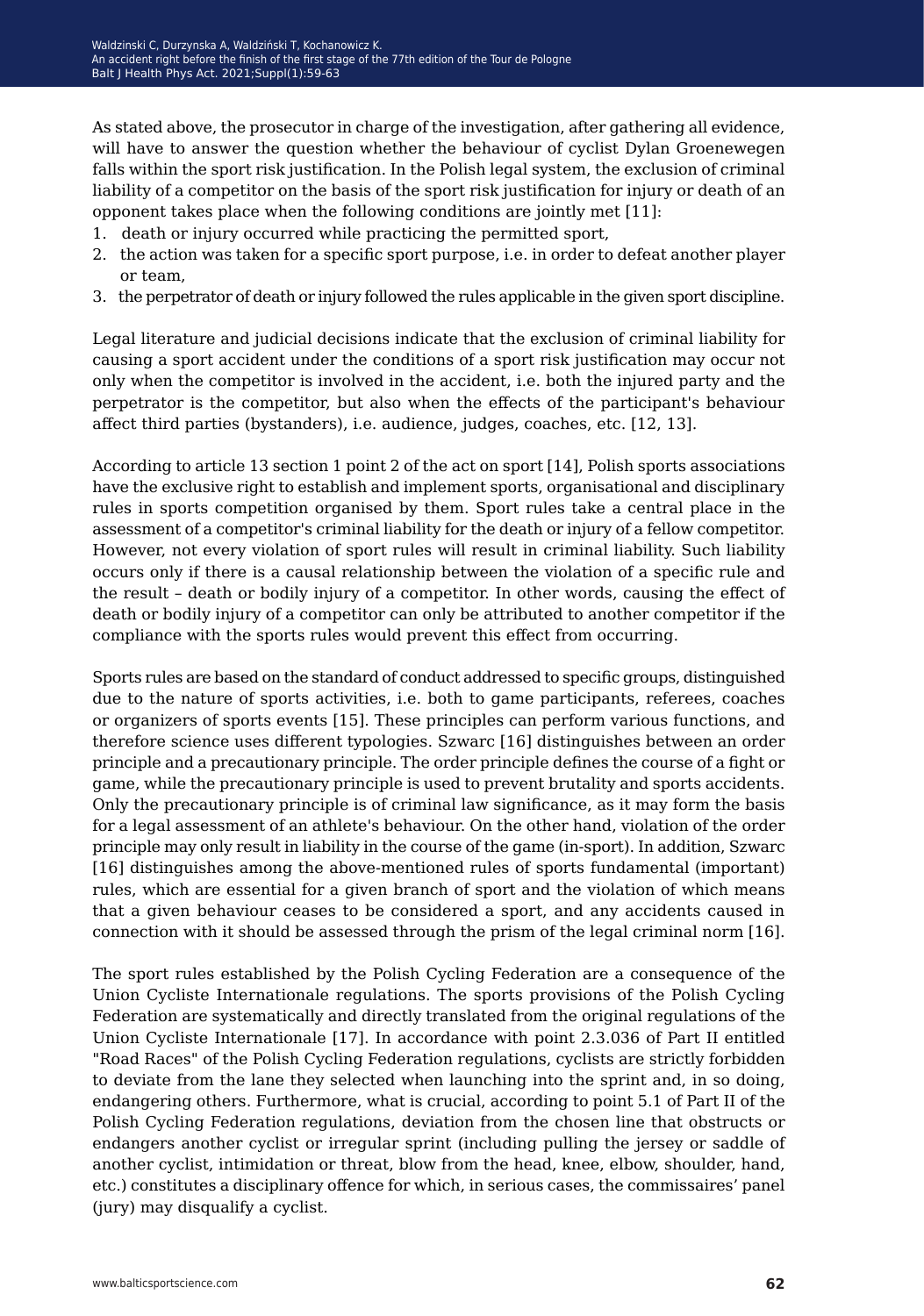As stated above, the prosecutor in charge of the investigation, after gathering all evidence, will have to answer the question whether the behaviour of cyclist Dylan Groenewegen falls within the sport risk justification. In the Polish legal system, the exclusion of criminal liability of a competitor on the basis of the sport risk justification for injury or death of an opponent takes place when the following conditions are jointly met [11]:

1. death or injury occurred while practicing the permitted sport,
2. the action was taken for a specific sport purpose, i.e. in order to defeat another player or team,
3. the perpetrator of death or injury followed the rules applicable in the given sport discipline.

Legal literature and judicial decisions indicate that the exclusion of criminal liability for causing a sport accident under the conditions of a sport risk justification may occur not only when the competitor is involved in the accident, i.e. both the injured party and the perpetrator is the competitor, but also when the effects of the participant's behaviour affect third parties (bystanders), i.e. audience, judges, coaches, etc. [12, 13].

According to article 13 section 1 point 2 of the act on sport [14], Polish sports associations have the exclusive right to establish and implement sports, organisational and disciplinary rules in sports competition organised by them. Sport rules take a central place in the assessment of a competitor's criminal liability for the death or injury of a fellow competitor. However, not every violation of sport rules will result in criminal liability. Such liability occurs only if there is a causal relationship between the violation of a specific rule and the result – death or bodily injury of a competitor. In other words, causing the effect of death or bodily injury of a competitor can only be attributed to another competitor if the compliance with the sports rules would prevent this effect from occurring.

Sports rules are based on the standard of conduct addressed to specific groups, distinguished due to the nature of sports activities, i.e. both to game participants, referees, coaches or organizers of sports events [15]. These principles can perform various functions, and therefore science uses different typologies. Szwarc [16] distinguishes between an order principle and a precautionary principle. The order principle defines the course of a fight or game, while the precautionary principle is used to prevent brutality and sports accidents. Only the precautionary principle is of criminal law significance, as it may form the basis for a legal assessment of an athlete's behaviour. On the other hand, violation of the order principle may only result in liability in the course of the game (in-sport). In addition, Szwarc [16] distinguishes among the above-mentioned rules of sports fundamental (important) rules, which are essential for a given branch of sport and the violation of which means that a given behaviour ceases to be considered a sport, and any accidents caused in connection with it should be assessed through the prism of the legal criminal norm [16].

The sport rules established by the Polish Cycling Federation are a consequence of the Union Cycliste Internationale regulations. The sports provisions of the Polish Cycling Federation are systematically and directly translated from the original regulations of the Union Cycliste Internationale [17]. In accordance with point 2.3.036 of Part II entitled "Road Races" of the Polish Cycling Federation regulations, cyclists are strictly forbidden to deviate from the lane they selected when launching into the sprint and, in so doing, endangering others. Furthermore, what is crucial, according to point 5.1 of Part II of the Polish Cycling Federation regulations, deviation from the chosen line that obstructs or endangers another cyclist or irregular sprint (including pulling the jersey or saddle of another cyclist, intimidation or threat, blow from the head, knee, elbow, shoulder, hand, etc.) constitutes a disciplinary offence for which, in serious cases, the commissaires' panel (jury) may disqualify a cyclist.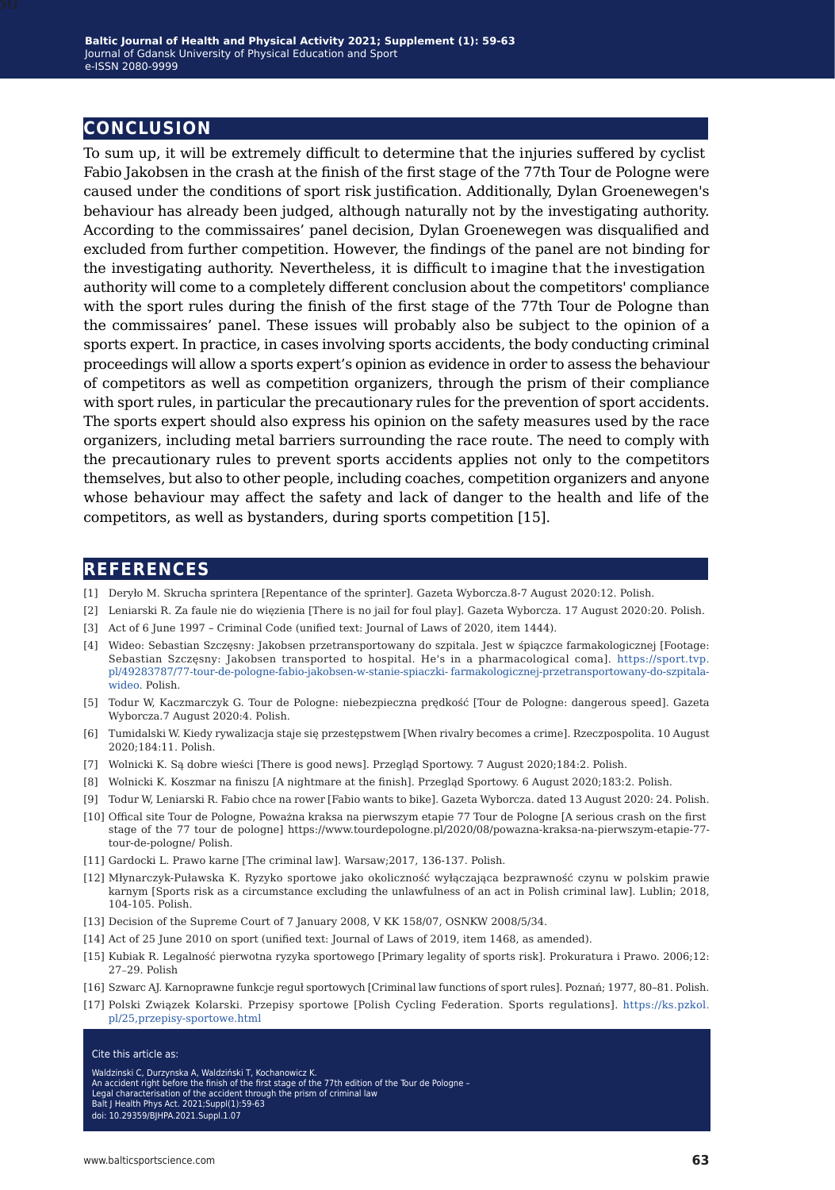## CONCLUSION

To sum up, it will be extremely difficult to determine that the injuries suffered by cyclist Fabio Jakobsen in the crash at the finish of the first stage of the 77th Tour de Pologne were caused under the conditions of sport risk justification. Additionally, Dylan Groenewegen's behaviour has already been judged, although naturally not by the investigating authority. According to the commissaires' panel decision, Dylan Groenewegen was disqualified and excluded from further competition. However, the findings of the panel are not binding for the investigating authority. Nevertheless, it is difficult to imagine that the investigation authority will come to a completely different conclusion about the competitors' compliance with the sport rules during the finish of the first stage of the 77th Tour de Pologne than the commissaires' panel. These issues will probably also be subject to the opinion of a sports expert. In practice, in cases involving sports accidents, the body conducting criminal proceedings will allow a sports expert's opinion as evidence in order to assess the behaviour of competitors as well as competition organizers, through the prism of their compliance with sport rules, in particular the precautionary rules for the prevention of sport accidents. The sports expert should also express his opinion on the safety measures used by the race organizers, including metal barriers surrounding the race route. The need to comply with the precautionary rules to prevent sports accidents applies not only to the competitors themselves, but also to other people, including coaches, competition organizers and anyone whose behaviour may affect the safety and lack of danger to the health and life of the competitors, as well as bystanders, during sports competition [15].

## REFERENCES

[1] Deryło M. Skrucha sprintera [Repentance of the sprinter]. Gazeta Wyborcza.8-7 August 2020:12. Polish.

[2] Leniarski R. Za faule nie do więzienia [There is no jail for foul play]. Gazeta Wyborcza. 17 August 2020:20. Polish.

[3] Act of 6 June 1997 – Criminal Code (unified text: Journal of Laws of 2020, item 1444).

[4] Wideo: Sebastian Szczęsny: Jakobsen przetransportowany do szpitala. Jest w śpiączce farmakologicznej [Footage: Sebastian Szczęsny: Jakobsen transported to hospital. He's in a pharmacological coma]. https://sport.tvp.pl/49283787/77-tour-de-pologne-fabio-jakobsen-w-stanie-spiaczki- farmakologicznej-przetransportowany-do-szpitala-wideo. Polish.

[5] Todur W, Kaczmarczyk G. Tour de Pologne: niebezpieczna prędkość [Tour de Pologne: dangerous speed]. Gazeta Wyborcza.7 August 2020:4. Polish.

[6] Tumidalski W. Kiedy rywalizacja staje się przestępstwem [When rivalry becomes a crime]. Rzeczpospolita. 10 August 2020;184:11. Polish.

[7] Wolnicki K. Są dobre wieści [There is good news]. Przegląd Sportowy. 7 August 2020;184:2. Polish.

[8] Wolnicki K. Koszmar na finiszu [A nightmare at the finish]. Przegląd Sportowy. 6 August 2020;183:2. Polish.

[9] Todur W, Leniarski R. Fabio chce na rower [Fabio wants to bike]. Gazeta Wyborcza. dated 13 August 2020: 24. Polish.

[10] Offical site Tour de Pologne, Poważna kraksa na pierwszym etapie 77 Tour de Pologne [A serious crash on the first stage of the 77 tour de pologne] https://www.tourdepologne.pl/2020/08/powazna-kraksa-na-pierwszym-etapie-77-tour-de-pologne/ Polish.

[11] Gardocki L. Prawo karne [The criminal law]. Warsaw;2017, 136-137. Polish.

[12] Młynarczyk-Puławska K. Ryzyko sportowe jako okoliczność wyłączająca bezprawność czynu w polskim prawie karnym [Sports risk as a circumstance excluding the unlawfulness of an act in Polish criminal law]. Lublin; 2018, 104-105. Polish.

[13] Decision of the Supreme Court of 7 January 2008, V KK 158/07, OSNKW 2008/5/34.

[14] Act of 25 June 2010 on sport (unified text: Journal of Laws of 2019, item 1468, as amended).

[15] Kubiak R. Legalność pierwotna ryzyka sportowego [Primary legality of sports risk]. Prokuratura i Prawo. 2006;12: 27–29. Polish

[16] Szwarc AJ. Karnoprawne funkcje reguł sportowych [Criminal law functions of sport rules]. Poznań; 1977, 80–81. Polish.

[17] Polski Związek Kolarski. Przepisy sportowe [Polish Cycling Federation. Sports regulations]. https://ks.pzkol.pl/25,przepisy-sportowe.html

Cite this article as:

Waldzinski C, Durzynska A, Waldziński T, Kochanowicz K.
An accident right before the finish of the first stage of the 77th edition of the Tour de Pologne – Legal characterisation of the accident through the prism of criminal law
Balt J Health Phys Act. 2021;Suppl(1):59-63
doi: 10.29359/BJHPA.2021.Suppl.1.07